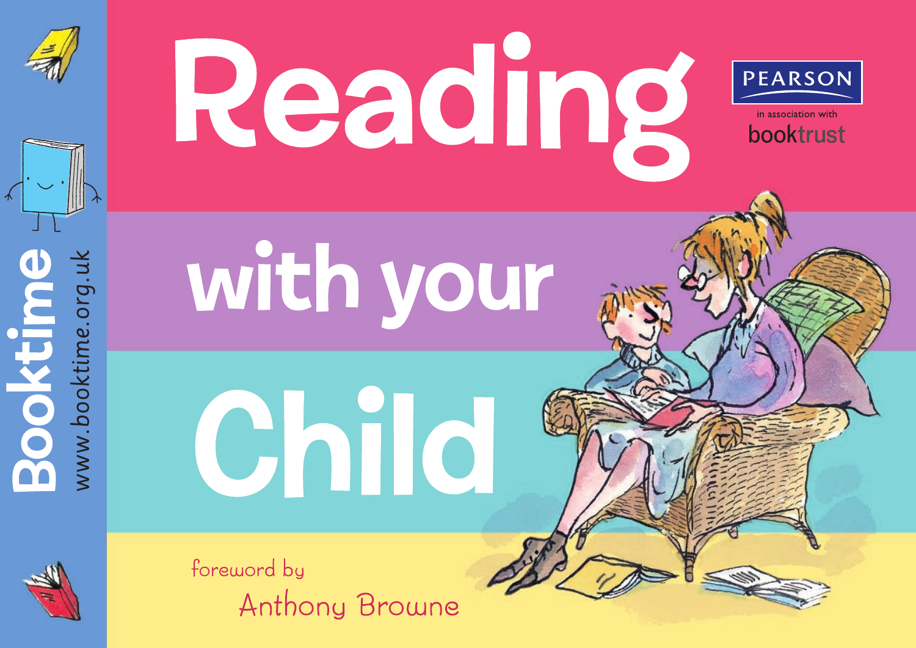# Reading with your Child

foreword by

Anthony Browne

PEARSON

in association with

booktrust

**Booktime**

www.booktime.org.uk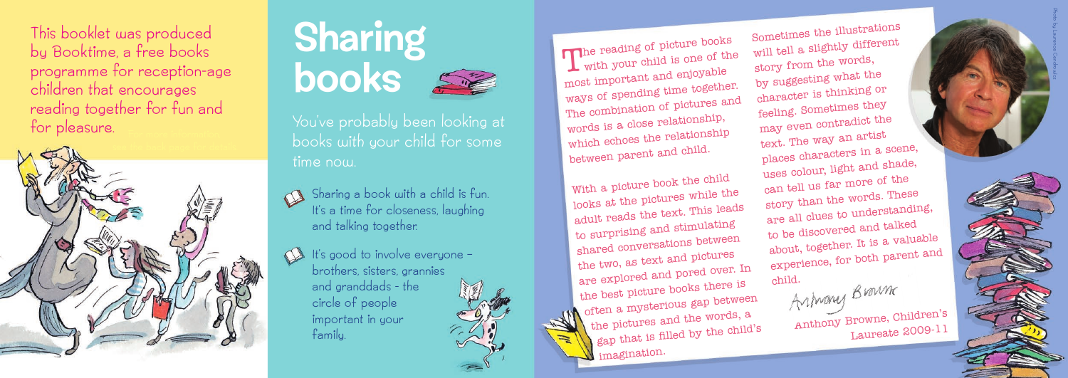This booklet was produced by Booktime, a free books programme for reception-age children that encourages reading together for fun and for pleasure.

# Sharing books

You've probably been looking at books with your child for some time now.

- Sharing a book with a child is fun. It's a time for closeness, laughing and talking together.
- It's good to involve everyone – brothers, sisters, grannies and granddads - the circle of people important in your family.

The reading of picture books with your child is one of the most important and enjoyable ways of spending time together. The combination of pictures and words is a close relationship, which echoes the relationship between parent and child.

With a picture book the child looks at the pictures while the adult reads the text. This leads to surprising and stimulating shared conversations between the two, as text and pictures are explored and pored over. In the best picture books there is often a mysterious gap between the pictures and the words, a gap that is filled by the child's imagination.

Sometimes the illustrations will tell a slightly different story from the words, by suggesting what the character is thinking or feeling. Sometimes they may even contradict the text. The way an artist places characters in a scene, uses colour, light and shade, can tell us far more of the story than the words. These are all clues to understanding, to be discovered and talked about, together. It is a valuable experience, for both parent and child.

Anthony Browne

Anthony Browne, Children's Laureate 2009-11

Photo by Laurence Cendrowicz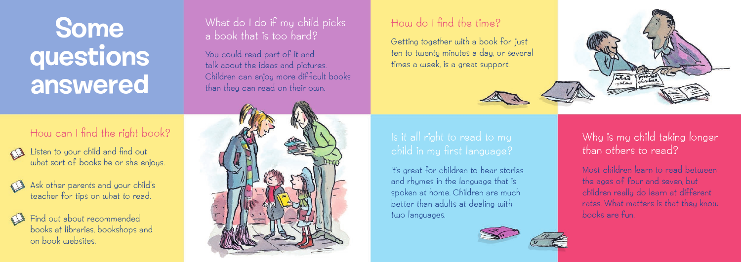# Some questions answered

## What do I do if my child picks a book that is too hard?

You could read part of it and talk about the ideas and pictures. Children can enjoy more difficult books than they can read on their own.

## How do I find the time?

Getting together with a book for just ten to twenty minutes a day, or several times a week, is a great support.

## How can I find the right book?

- Listen to your child and find out what sort of books he or she enjoys.
- Ask other parents and your child's teacher for tips on what to read.
- Find out about recommended books at libraries, bookshops and on book websites.

## Is it all right to read to my child in my first language?

It's great for children to hear stories and rhymes in the language that is spoken at home. Children are much better than adults at dealing with two languages.

## Why is my child taking longer than others to read?

Most children learn to read between the ages of four and seven, but children really do learn at different rates. What matters is that they know books are fun.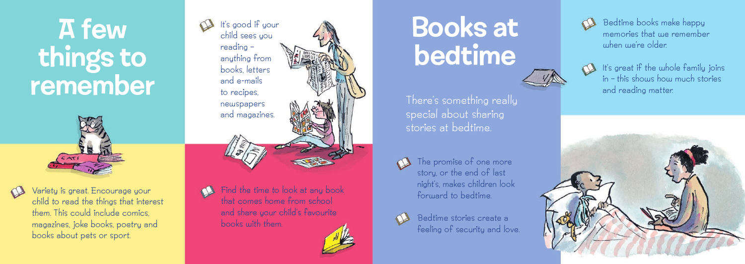# A few things to remember

- Variety is great. Encourage your child to read the things that interest them. This could include comics, magazines, joke books, poetry and books about pets or sport.
- It's good if your child sees you reading – anything from books, letters and e-mails to recipes, newspapers and magazines.
- Find the time to look at any book that comes home from school and share your child's favourite books with them.

# Books at bedtime

There's something really special about sharing stories at bedtime.

- The promise of one more story, or the end of last night's, makes children look forward to bedtime.
- Bedtime stories create a feeling of security and love.
- Bedtime books make happy memories that we remember when we're older.
- It's great if the whole family joins in – this shows how much stories and reading matter.